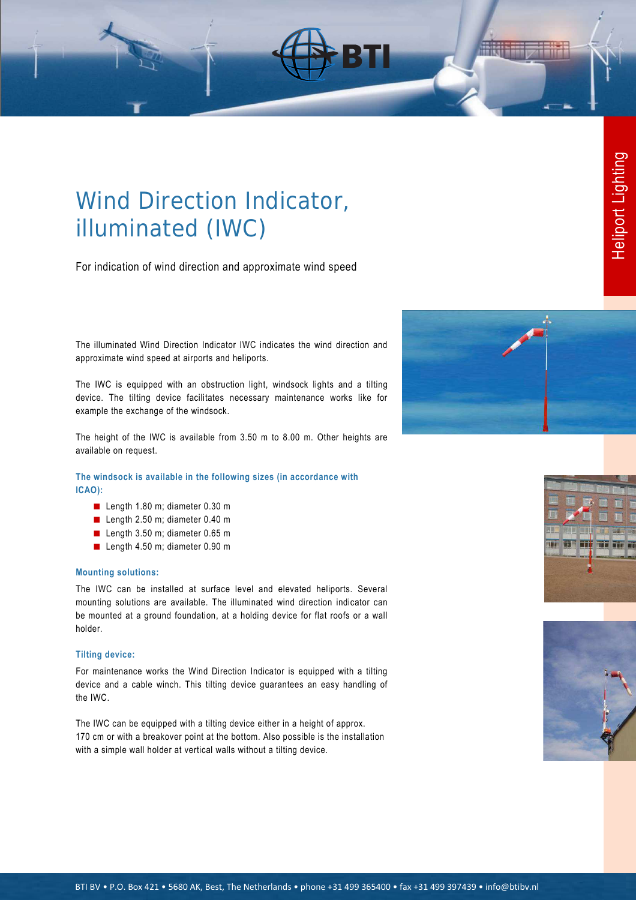# Wind Direction Indicator, illuminated (IWC)

For indication of wind direction and approximate wind speed

The illuminated Wind Direction Indicator IWC indicates the wind direction and approximate wind speed at airports and heliports.

The IWC is equipped with an obstruction light, windsock lights and a tilting device. The tilting device facilitates necessary maintenance works like for example the exchange of the windsock.

The height of the IWC is available from 3.50 m to 8.00 m. Other heights are available on request.

### The windsock is available in the following sizes (in accordance with ICAO):

- Length 1.80 m; diameter 0.30 m
- Length 2.50 m; diameter 0.40 m
- Length 3.50 m; diameter 0.65 m
- Length 4.50 m; diameter 0.90 m

### Mounting solutions:

The IWC can be installed at surface level and elevated heliports. Several mounting solutions are available. The illuminated wind direction indicator can be mounted at a ground foundation, at a holding device for flat roofs or a wall holder.

### Tilting device:

For maintenance works the Wind Direction Indicator is equipped with a tilting device and a cable winch. This tilting device guarantees an easy handling of the IWC.

The IWC can be equipped with a tilting device either in a height of approx. 170 cm or with a breakover point at the bottom. Also possible is the installation with a simple wall holder at vertical walls without a tilting device.

BTI BV • P.O. Box 421 • 5680 AK, Best, The Netherlands • phone +31 499 365400 • fax +31 499 397439 • info@btibv.nl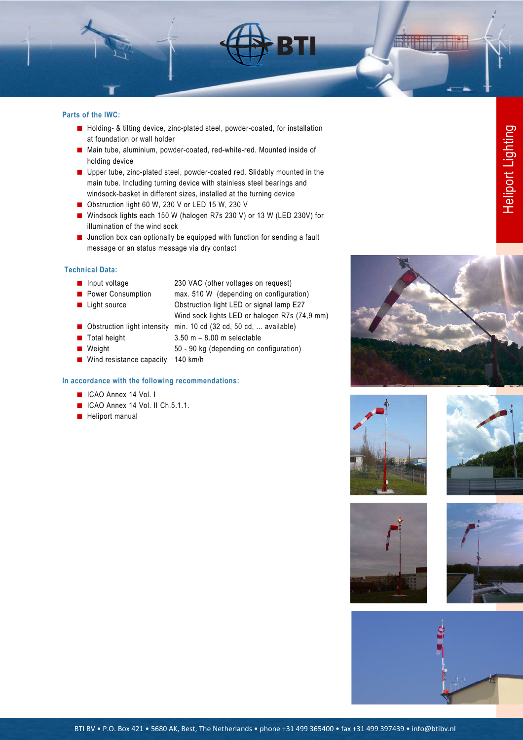## Parts of the IWC:

- Holding- & tilting device, zinc-plated steel, powder-coated, for installation at foundation or wall holder
- Main tube, aluminium, powder-coated, red-white-red. Mounted inside of holding device
- Upper tube, zinc-plated steel, powder-coated red. Slidably mounted in the main tube. Including turning device with stainless steel bearings and windsock-basket in different sizes, installed at the turning device
- Obstruction light 60 W, 230 V or LED 15 W, 230 V
- Windsock lights each 150 W (halogen R7s 230 V) or 13 W (LED 230V) for illumination of the wind sock
- Junction box can optionally be equipped with function for sending a fault message or an status message via dry contact

## Technical Data:

| | |
|---|---|
| Input voltage | 230 VAC (other voltages on request) |
| Power Consumption | max. 510 W (depending on configuration) |
| Light source | Obstruction light LED or signal lamp E27<br>Wind sock lights LED or halogen R7s (74,9 mm) |
| Obstruction light intensity | min. 10 cd (32 cd, 50 cd, ... available) |
| Total height | 3.50 m – 8.00 m selectable |
| Weight | 50 - 90 kg (depending on configuration) |
| Wind resistance capacity | 140 km/h |

## In accordance with the following recommendations:

- ICAO Annex 14 Vol. I
- ICAO Annex 14 Vol. II Ch.5.1.1.
- Heliport manual

BTI BV • P.O. Box 421 • 5680 AK, Best, The Netherlands • phone +31 499 365400 • fax +31 499 397439 • info@btibv.nl